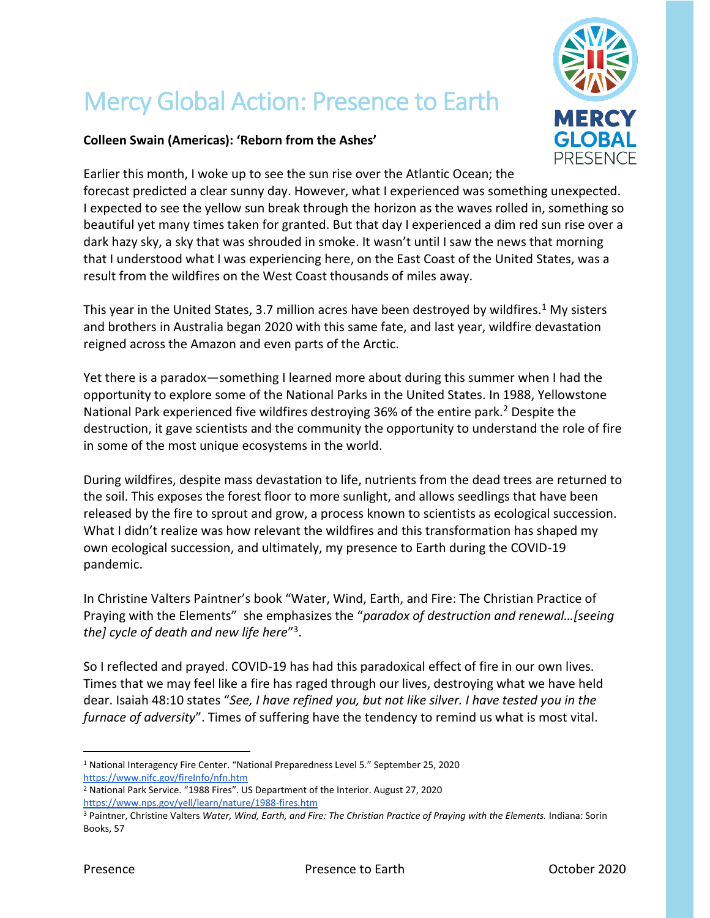# Mercy Global Action: Presence to Earth

**Colleen Swain (Americas): 'Reborn from the Ashes'**

Earlier this month, I woke up to see the sun rise over the Atlantic Ocean; the forecast predicted a clear sunny day. However, what I experienced was something unexpected. I expected to see the yellow sun break through the horizon as the waves rolled in, something so beautiful yet many times taken for granted. But that day I experienced a dim red sun rise over a dark hazy sky, a sky that was shrouded in smoke. It wasn't until I saw the news that morning that I understood what I was experiencing here, on the East Coast of the United States, was a result from the wildfires on the West Coast thousands of miles away.

This year in the United States, 3.7 million acres have been destroyed by wildfires.[1] My sisters and brothers in Australia began 2020 with this same fate, and last year, wildfire devastation reigned across the Amazon and even parts of the Arctic.

Yet there is a paradox—something I learned more about during this summer when I had the opportunity to explore some of the National Parks in the United States. In 1988, Yellowstone National Park experienced five wildfires destroying 36% of the entire park.[2] Despite the destruction, it gave scientists and the community the opportunity to understand the role of fire in some of the most unique ecosystems in the world.

During wildfires, despite mass devastation to life, nutrients from the dead trees are returned to the soil. This exposes the forest floor to more sunlight, and allows seedlings that have been released by the fire to sprout and grow, a process known to scientists as ecological succession. What I didn't realize was how relevant the wildfires and this transformation has shaped my own ecological succession, and ultimately, my presence to Earth during the COVID-19 pandemic.

In Christine Valters Paintner's book "Water, Wind, Earth, and Fire: The Christian Practice of Praying with the Elements" she emphasizes the "*paradox of destruction and renewal…[seeing the] cycle of death and new life here*"[3].

So I reflected and prayed. COVID-19 has had this paradoxical effect of fire in our own lives. Times that we may feel like a fire has raged through our lives, destroying what we have held dear. Isaiah 48:10 states "*See, I have refined you, but not like silver. I have tested you in the furnace of adversity*". Times of suffering have the tendency to remind us what is most vital.

---

[1] National Interagency Fire Center. "National Preparedness Level 5." September 25, 2020 https://www.nifc.gov/fireInfo/nfn.htm

[2] National Park Service. "1988 Fires". US Department of the Interior. August 27, 2020 https://www.nps.gov/yell/learn/nature/1988-fires.htm

[3] Paintner, Christine Valters *Water, Wind, Earth, and Fire: The Christian Practice of Praying with the Elements.* Indiana: Sorin Books, 57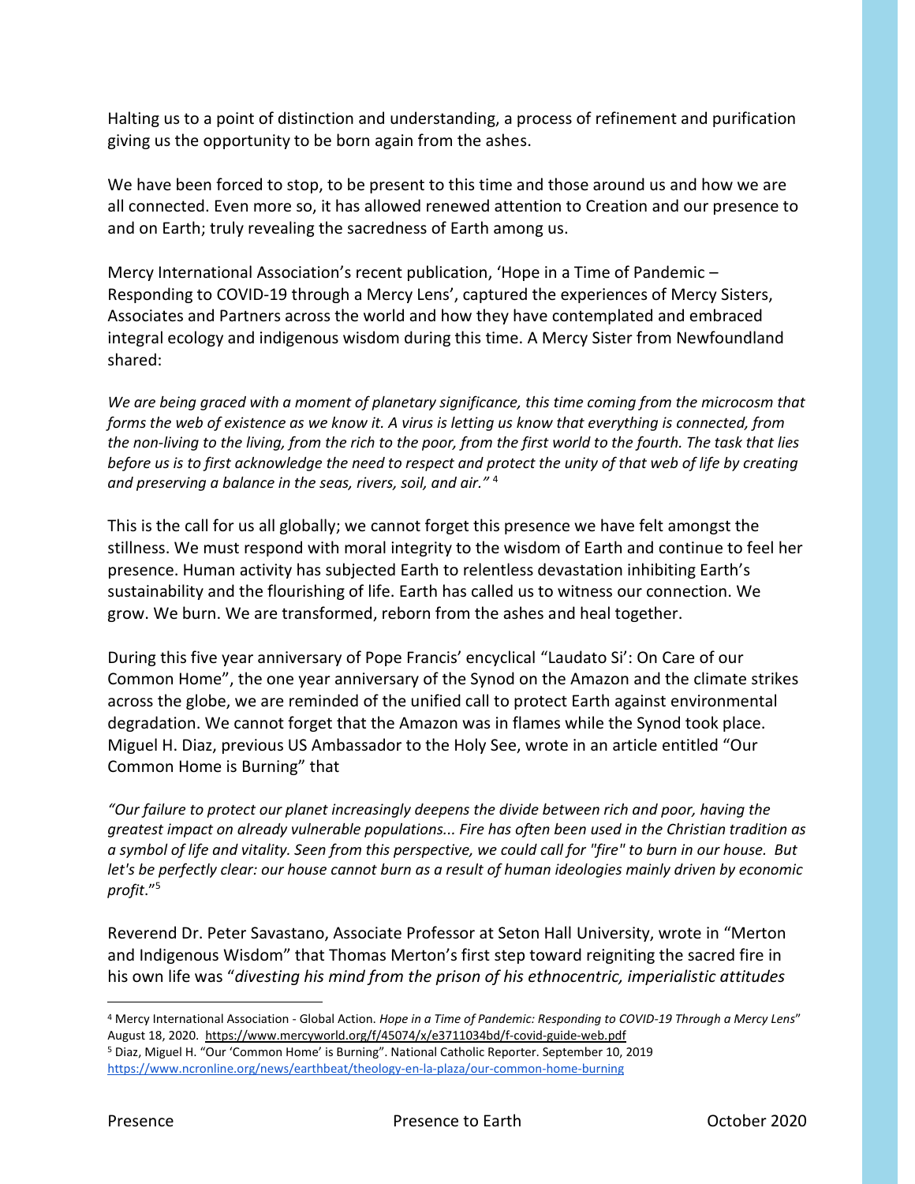Halting us to a point of distinction and understanding, a process of refinement and purification giving us the opportunity to be born again from the ashes.

We have been forced to stop, to be present to this time and those around us and how we are all connected. Even more so, it has allowed renewed attention to Creation and our presence to and on Earth; truly revealing the sacredness of Earth among us.

Mercy International Association's recent publication, 'Hope in a Time of Pandemic – Responding to COVID-19 through a Mercy Lens', captured the experiences of Mercy Sisters, Associates and Partners across the world and how they have contemplated and embraced integral ecology and indigenous wisdom during this time. A Mercy Sister from Newfoundland shared:

*We are being graced with a moment of planetary significance, this time coming from the microcosm that forms the web of existence as we know it. A virus is letting us know that everything is connected, from the non-living to the living, from the rich to the poor, from the first world to the fourth. The task that lies before us is to first acknowledge the need to respect and protect the unity of that web of life by creating and preserving a balance in the seas, rivers, soil, and air."* [4]

This is the call for us all globally; we cannot forget this presence we have felt amongst the stillness. We must respond with moral integrity to the wisdom of Earth and continue to feel her presence. Human activity has subjected Earth to relentless devastation inhibiting Earth's sustainability and the flourishing of life. Earth has called us to witness our connection. We grow. We burn. We are transformed, reborn from the ashes and heal together.

During this five year anniversary of Pope Francis' encyclical "Laudato Si': On Care of our Common Home", the one year anniversary of the Synod on the Amazon and the climate strikes across the globe, we are reminded of the unified call to protect Earth against environmental degradation. We cannot forget that the Amazon was in flames while the Synod took place. Miguel H. Diaz, previous US Ambassador to the Holy See, wrote in an article entitled "Our Common Home is Burning" that

*"Our failure to protect our planet increasingly deepens the divide between rich and poor, having the greatest impact on already vulnerable populations... Fire has often been used in the Christian tradition as a symbol of life and vitality. Seen from this perspective, we could call for "fire" to burn in our house. But let's be perfectly clear: our house cannot burn as a result of human ideologies mainly driven by economic profit*."[5]

Reverend Dr. Peter Savastano, Associate Professor at Seton Hall University, wrote in "Merton and Indigenous Wisdom" that Thomas Merton's first step toward reigniting the sacred fire in his own life was "*divesting his mind from the prison of his ethnocentric, imperialistic attitudes*

---

[4] Mercy International Association - Global Action. *Hope in a Time of Pandemic: Responding to COVID-19 Through a Mercy Lens*" August 18, 2020. https://www.mercyworld.org/f/45074/x/e3711034bd/f-covid-guide-web.pdf

[5] Diaz, Miguel H. "Our 'Common Home' is Burning". National Catholic Reporter. September 10, 2019 https://www.ncronline.org/news/earthbeat/theology-en-la-plaza/our-common-home-burning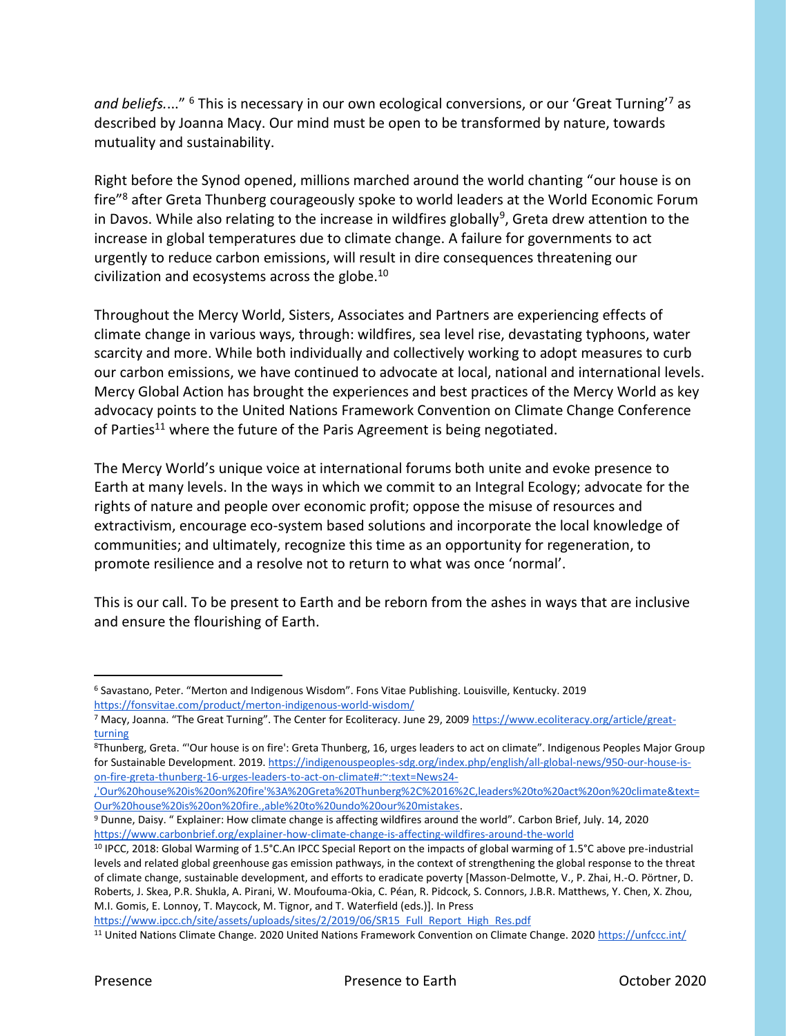*and beliefs*...." [6] This is necessary in our own ecological conversions, or our 'Great Turning'[7] as described by Joanna Macy. Our mind must be open to be transformed by nature, towards mutuality and sustainability.

Right before the Synod opened, millions marched around the world chanting "our house is on fire"[8] after Greta Thunberg courageously spoke to world leaders at the World Economic Forum in Davos. While also relating to the increase in wildfires globally[9], Greta drew attention to the increase in global temperatures due to climate change. A failure for governments to act urgently to reduce carbon emissions, will result in dire consequences threatening our civilization and ecosystems across the globe.[10]

Throughout the Mercy World, Sisters, Associates and Partners are experiencing effects of climate change in various ways, through: wildfires, sea level rise, devastating typhoons, water scarcity and more. While both individually and collectively working to adopt measures to curb our carbon emissions, we have continued to advocate at local, national and international levels. Mercy Global Action has brought the experiences and best practices of the Mercy World as key advocacy points to the United Nations Framework Convention on Climate Change Conference of Parties[11] where the future of the Paris Agreement is being negotiated.

The Mercy World's unique voice at international forums both unite and evoke presence to Earth at many levels. In the ways in which we commit to an Integral Ecology; advocate for the rights of nature and people over economic profit; oppose the misuse of resources and extractivism, encourage eco-system based solutions and incorporate the local knowledge of communities; and ultimately, recognize this time as an opportunity for regeneration, to promote resilience and a resolve not to return to what was once 'normal'.

This is our call. To be present to Earth and be reborn from the ashes in ways that are inclusive and ensure the flourishing of Earth.

---

[6] Savastano, Peter. "Merton and Indigenous Wisdom". Fons Vitae Publishing. Louisville, Kentucky. 2019 https://fonsvitae.com/product/merton-indigenous-world-wisdom/

[7] Macy, Joanna. "The Great Turning". The Center for Ecoliteracy. June 29, 2009 https://www.ecoliteracy.org/article/great-turning

[8] Thunberg, Greta. "'Our house is on fire': Greta Thunberg, 16, urges leaders to act on climate". Indigenous Peoples Major Group for Sustainable Development. 2019. https://indigenouspeoples-sdg.org/index.php/english/all-global-news/950-our-house-is-on-fire-greta-thunberg-16-urges-leaders-to-act-on-climate#:~:text=News24-,'Our%20house%20is%20on%20fire'%3A%20Greta%20Thunberg%2C%2016%2C,leaders%20to%20act%20on%20climate&text=Our%20house%20is%20on%20fire.,able%20to%20undo%20our%20mistakes.

[9] Dunne, Daisy. " Explainer: How climate change is affecting wildfires around the world". Carbon Brief, July. 14, 2020 https://www.carbonbrief.org/explainer-how-climate-change-is-affecting-wildfires-around-the-world

[10] IPCC, 2018: Global Warming of 1.5°C.An IPCC Special Report on the impacts of global warming of 1.5°C above pre-industrial levels and related global greenhouse gas emission pathways, in the context of strengthening the global response to the threat of climate change, sustainable development, and efforts to eradicate poverty [Masson-Delmotte, V., P. Zhai, H.-O. Pörtner, D. Roberts, J. Skea, P.R. Shukla, A. Pirani, W. Moufouma-Okia, C. Péan, R. Pidcock, S. Connors, J.B.R. Matthews, Y. Chen, X. Zhou, M.I. Gomis, E. Lonnoy, T. Maycock, M. Tignor, and T. Waterfield (eds.)]. In Press https://www.ipcc.ch/site/assets/uploads/sites/2/2019/06/SR15_Full_Report_High_Res.pdf

[11] United Nations Climate Change. 2020 United Nations Framework Convention on Climate Change. 2020 https://unfccc.int/